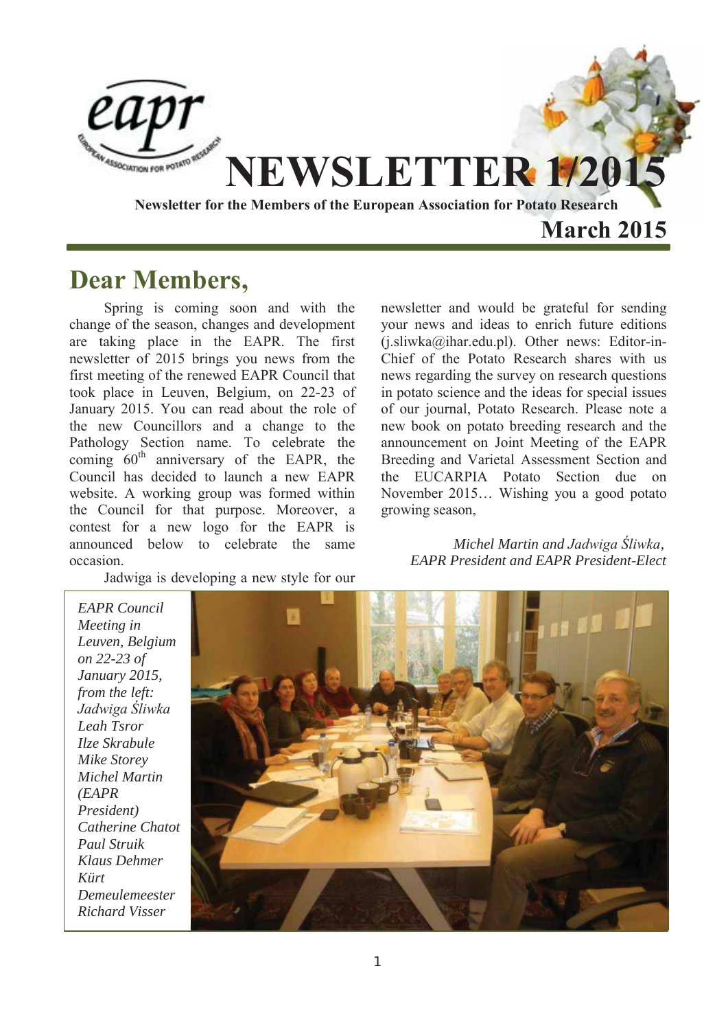# NEWSLETTER 1/2015

**Newsletter for the Members of the European Association for Potato Research**

**March 2015**

## Dear Members,

Spring is coming soon and with the change of the season, changes and development are taking place in the EAPR. The first newsletter of 2015 brings you news from the first meeting of the renewed EAPR Council that took place in Leuven, Belgium, on 22-23 of January 2015. You can read about the role of the new Councillors and a change to the Pathology Section name. To celebrate the coming 60th anniversary of the EAPR, the Council has decided to launch a new EAPR website. A working group was formed within the Council for that purpose. Moreover, a contest for a new logo for the EAPR is announced below to celebrate the same occasion.

Jadwiga is developing a new style for our newsletter and would be grateful for sending your news and ideas to enrich future editions (j.sliwka@ihar.edu.pl). Other news: Editor-in-Chief of the Potato Research shares with us news regarding the survey on research questions in potato science and the ideas for special issues of our journal, Potato Research. Please note a new book on potato breeding research and the announcement on Joint Meeting of the EAPR Breeding and Varietal Assessment Section and the EUCARPIA Potato Section due on November 2015… Wishing you a good potato growing season,

*Michel Martin and Jadwiga Śliwka,*
*EAPR President and EAPR President-Elect*

*EAPR Council Meeting in Leuven, Belgium on 22-23 of January 2015, from the left: Jadwiga Śliwka Leah Tsror Ilze Skrabule Mike Storey Michel Martin (EAPR President) Catherine Chatot Paul Struik Klaus Dehmer Kürt Demeulemeester Richard Visser*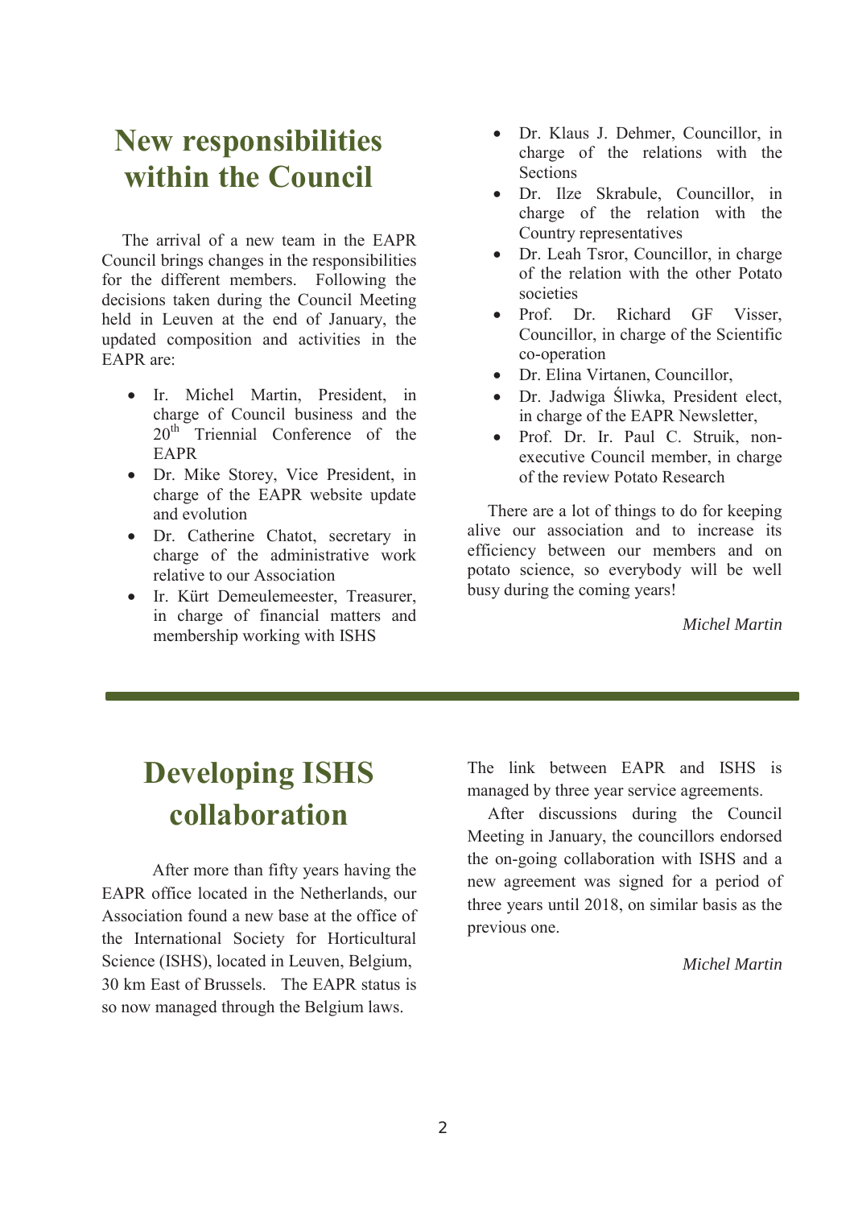# New responsibilities within the Council

The arrival of a new team in the EAPR Council brings changes in the responsibilities for the different members. Following the decisions taken during the Council Meeting held in Leuven at the end of January, the updated composition and activities in the EAPR are:

- Ir. Michel Martin, President, in charge of Council business and the 20th Triennial Conference of the EAPR
- Dr. Mike Storey, Vice President, in charge of the EAPR website update and evolution
- Dr. Catherine Chatot, secretary in charge of the administrative work relative to our Association
- Ir. Kürt Demeulemeester, Treasurer, in charge of financial matters and membership working with ISHS
- Dr. Klaus J. Dehmer, Councillor, in charge of the relations with the Sections
- Dr. Ilze Skrabule, Councillor, in charge of the relation with the Country representatives
- Dr. Leah Tsror, Councillor, in charge of the relation with the other Potato societies
- Prof. Dr. Richard GF Visser, Councillor, in charge of the Scientific co-operation
- Dr. Elina Virtanen, Councillor,
- Dr. Jadwiga Śliwka, President elect, in charge of the EAPR Newsletter,
- Prof. Dr. Ir. Paul C. Struik, non-executive Council member, in charge of the review Potato Research

There are a lot of things to do for keeping alive our association and to increase its efficiency between our members and on potato science, so everybody will be well busy during the coming years!

*Michel Martin*

---

# Developing ISHS collaboration

After more than fifty years having the EAPR office located in the Netherlands, our Association found a new base at the office of the International Society for Horticultural Science (ISHS), located in Leuven, Belgium, 30 km East of Brussels. The EAPR status is so now managed through the Belgium laws.

The link between EAPR and ISHS is managed by three year service agreements.

After discussions during the Council Meeting in January, the councillors endorsed the on-going collaboration with ISHS and a new agreement was signed for a period of three years until 2018, on similar basis as the previous one.

*Michel Martin*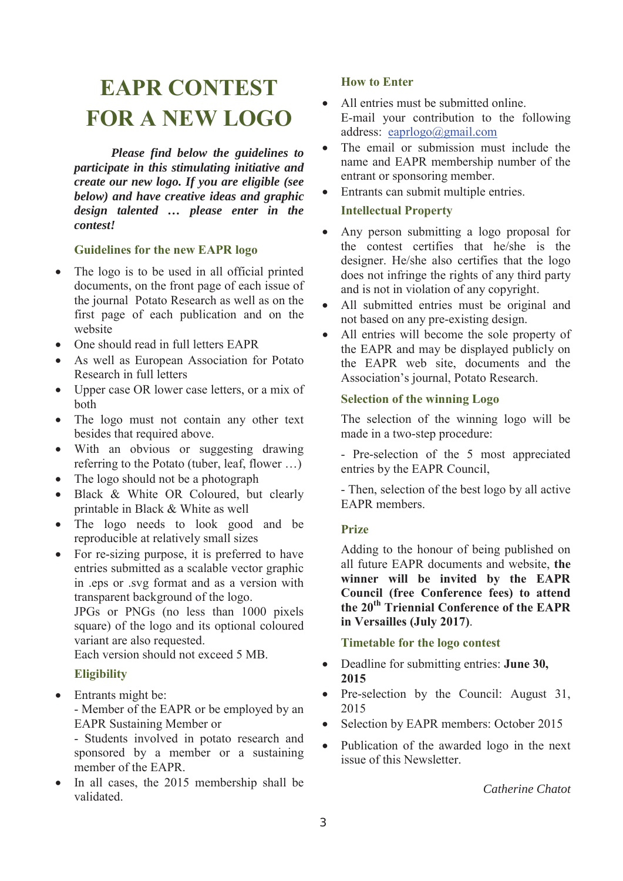# EAPR CONTEST FOR A NEW LOGO

***Please find below the guidelines to participate in this stimulating initiative and create our new logo. If you are eligible (see below) and have creative ideas and graphic design talented … please enter in the contest!***

## Guidelines for the new EAPR logo

- The logo is to be used in all official printed documents, on the front page of each issue of the journal Potato Research as well as on the first page of each publication and on the website
- One should read in full letters EAPR
- As well as European Association for Potato Research in full letters
- Upper case OR lower case letters, or a mix of both
- The logo must not contain any other text besides that required above.
- With an obvious or suggesting drawing referring to the Potato (tuber, leaf, flower …)
- The logo should not be a photograph
- Black & White OR Coloured, but clearly printable in Black & White as well
- The logo needs to look good and be reproducible at relatively small sizes
- For re-sizing purpose, it is preferred to have entries submitted as a scalable vector graphic in .eps or .svg format and as a version with transparent background of the logo.
  JPGs or PNGs (no less than 1000 pixels square) of the logo and its optional coloured variant are also requested.
  Each version should not exceed 5 MB.

## Eligibility

- Entrants might be:
  - Member of the EAPR or be employed by an EAPR Sustaining Member or
  - Students involved in potato research and sponsored by a member or a sustaining member of the EAPR.
- In all cases, the 2015 membership shall be validated.

## How to Enter

- All entries must be submitted online.
  E-mail your contribution to the following address: eaprlogo@gmail.com
- The email or submission must include the name and EAPR membership number of the entrant or sponsoring member.
- Entrants can submit multiple entries.

## Intellectual Property

- Any person submitting a logo proposal for the contest certifies that he/she is the designer. He/she also certifies that the logo does not infringe the rights of any third party and is not in violation of any copyright.
- All submitted entries must be original and not based on any pre-existing design.
- All entries will become the sole property of the EAPR and may be displayed publicly on the EAPR web site, documents and the Association's journal, Potato Research.

## Selection of the winning Logo

The selection of the winning logo will be made in a two-step procedure:

- Pre-selection of the 5 most appreciated entries by the EAPR Council,

- Then, selection of the best logo by all active EAPR members.

## Prize

Adding to the honour of being published on all future EAPR documents and website, **the winner will be invited by the EAPR Council (free Conference fees) to attend the 20th Triennial Conference of the EAPR in Versailles (July 2017)**.

## Timetable for the logo contest

- Deadline for submitting entries: **June 30, 2015**
- Pre-selection by the Council: August 31, 2015
- Selection by EAPR members: October 2015
- Publication of the awarded logo in the next issue of this Newsletter.

*Catherine Chatot*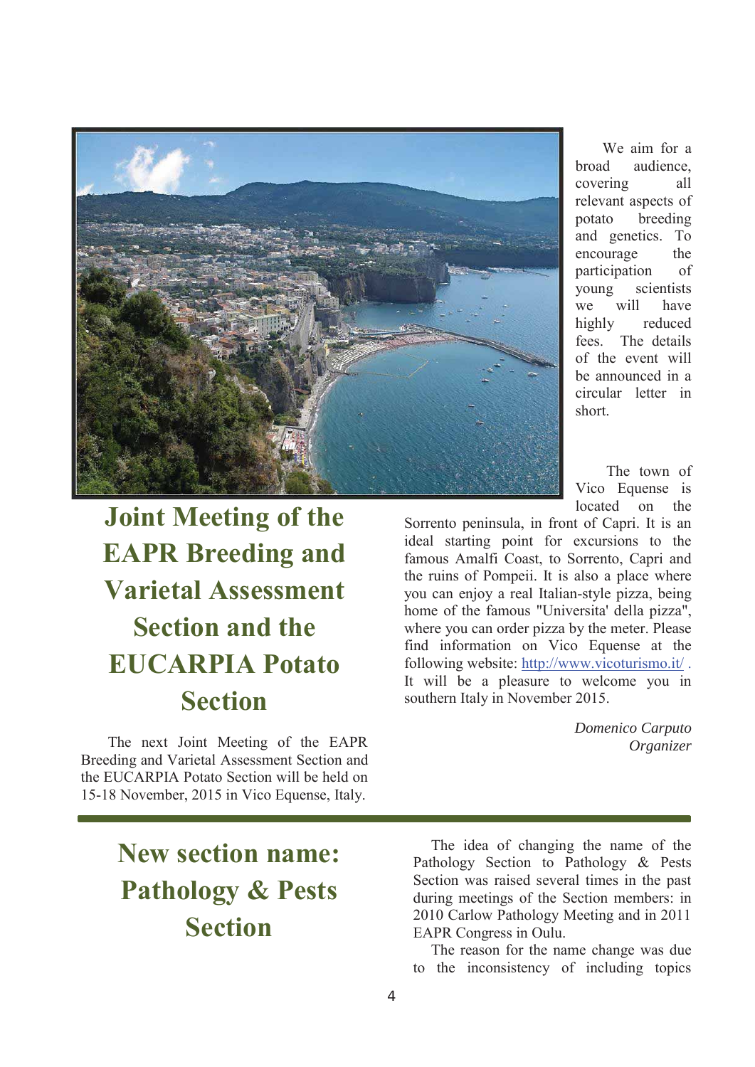# Joint Meeting of the EAPR Breeding and Varietal Assessment Section and the EUCARPIA Potato Section

The next Joint Meeting of the EAPR Breeding and Varietal Assessment Section and the EUCARPIA Potato Section will be held on 15-18 November, 2015 in Vico Equense, Italy.

We aim for a broad audience, covering all relevant aspects of potato breeding and genetics. To encourage the participation of young scientists we will have highly reduced fees. The details of the event will be announced in a circular letter in short.

The town of Vico Equense is located on the Sorrento peninsula, in front of Capri. It is an ideal starting point for excursions to the famous Amalfi Coast, to Sorrento, Capri and the ruins of Pompeii. It is also a place where you can enjoy a real Italian-style pizza, being home of the famous "Universita' della pizza", where you can order pizza by the meter. Please find information on Vico Equense at the following website: http://www.vicoturismo.it/ . It will be a pleasure to welcome you in southern Italy in November 2015.

*Domenico Carputo*
*Organizer*

---

# New section name: Pathology & Pests Section

The idea of changing the name of the Pathology Section to Pathology & Pests Section was raised several times in the past during meetings of the Section members: in 2010 Carlow Pathology Meeting and in 2011 EAPR Congress in Oulu.

The reason for the name change was due to the inconsistency of including topics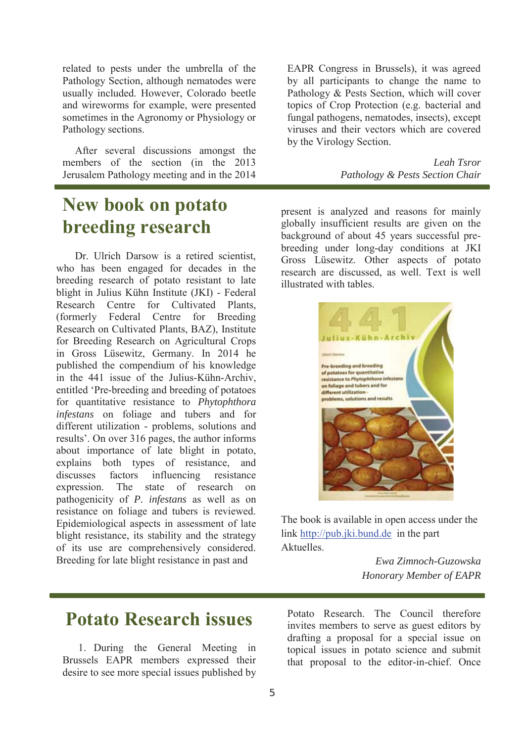related to pests under the umbrella of the Pathology Section, although nematodes were usually included. However, Colorado beetle and wireworms for example, were presented sometimes in the Agronomy or Physiology or Pathology sections.

After several discussions amongst the members of the section (in the 2013 Jerusalem Pathology meeting and in the 2014 EAPR Congress in Brussels), it was agreed by all participants to change the name to Pathology & Pests Section, which will cover topics of Crop Protection (e.g. bacterial and fungal pathogens, nematodes, insects), except viruses and their vectors which are covered by the Virology Section.

*Leah Tsror*
*Pathology & Pests Section Chair*

# New book on potato breeding research

Dr. Ulrich Darsow is a retired scientist, who has been engaged for decades in the breeding research of potato resistant to late blight in Julius Kühn Institute (JKI) - Federal Research Centre for Cultivated Plants, (formerly Federal Centre for Breeding Research on Cultivated Plants, BAZ), Institute for Breeding Research on Agricultural Crops in Gross Lüsewitz, Germany. In 2014 he published the compendium of his knowledge in the 441 issue of the Julius-Kühn-Archiv, entitled 'Pre-breeding and breeding of potatoes for quantitative resistance to *Phytophthora infestans* on foliage and tubers and for different utilization - problems, solutions and results'. On over 316 pages, the author informs about importance of late blight in potato, explains both types of resistance, and discusses factors influencing resistance expression. The state of research on pathogenicity of *P. infestans* as well as on resistance on foliage and tubers is reviewed. Epidemiological aspects in assessment of late blight resistance, its stability and the strategy of its use are comprehensively considered. Breeding for late blight resistance in past and present is analyzed and reasons for mainly globally insufficient results are given on the background of about 45 years successful pre-breeding under long-day conditions at JKI Gross Lüsewitz. Other aspects of potato research are discussed, as well. Text is well illustrated with tables.

The book is available in open access under the link http://pub.jki.bund.de in the part Aktuelles.

*Ewa Zimnoch-Guzowska*
*Honorary Member of EAPR*

# Potato Research issues

1. During the General Meeting in Brussels EAPR members expressed their desire to see more special issues published by Potato Research. The Council therefore invites members to serve as guest editors by drafting a proposal for a special issue on topical issues in potato science and submit that proposal to the editor-in-chief. Once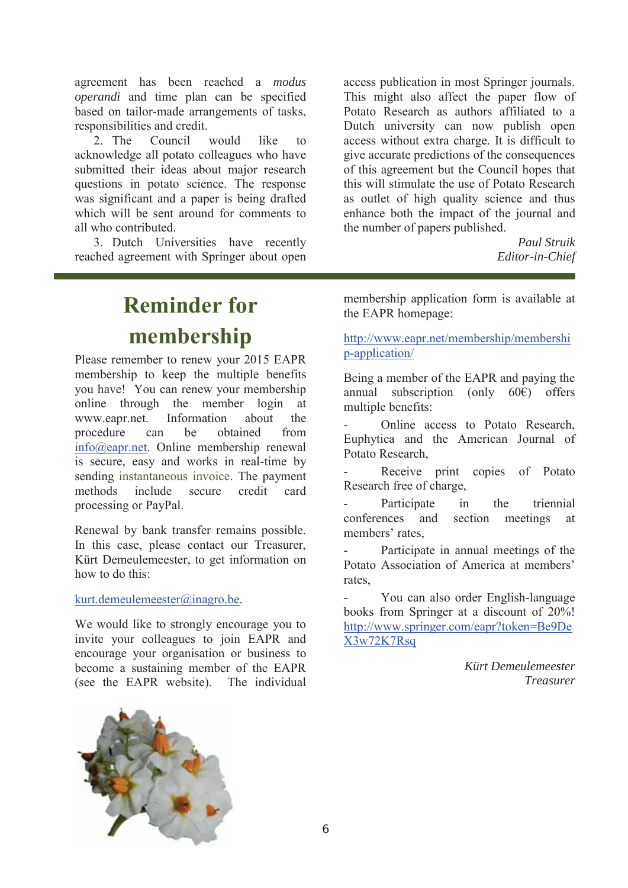agreement has been reached a *modus operandi* and time plan can be specified based on tailor-made arrangements of tasks, responsibilities and credit.

2. The Council would like to acknowledge all potato colleagues who have submitted their ideas about major research questions in potato science. The response was significant and a paper is being drafted which will be sent around for comments to all who contributed.

3. Dutch Universities have recently reached agreement with Springer about open access publication in most Springer journals. This might also affect the paper flow of Potato Research as authors affiliated to a Dutch university can now publish open access without extra charge. It is difficult to give accurate predictions of the consequences of this agreement but the Council hopes that this will stimulate the use of Potato Research as outlet of high quality science and thus enhance both the impact of the journal and the number of papers published.

*Paul Struik*
*Editor-in-Chief*

# Reminder for membership

Please remember to renew your 2015 EAPR membership to keep the multiple benefits you have! You can renew your membership online through the member login at www.eapr.net. Information about the procedure can be obtained from info@eapr.net. Online membership renewal is secure, easy and works in real-time by sending instantaneous invoice. The payment methods include secure credit card processing or PayPal.

Renewal by bank transfer remains possible. In this case, please contact our Treasurer, Kürt Demeulemeester, to get information on how to do this:

kurt.demeulemeester@inagro.be.

We would like to strongly encourage you to invite your colleagues to join EAPR and encourage your organisation or business to become a sustaining member of the EAPR (see the EAPR website). The individual membership application form is available at the EAPR homepage:

http://www.eapr.net/membership/membership-application/

Being a member of the EAPR and paying the annual subscription (only 60€) offers multiple benefits:

- Online access to Potato Research, Euphytica and the American Journal of Potato Research,
- Receive print copies of Potato Research free of charge,
- Participate in the triennial conferences and section meetings at members' rates,
- Participate in annual meetings of the Potato Association of America at members' rates,
- You can also order English-language books from Springer at a discount of 20%! http://www.springer.com/eapr?token=Be9DeX3w72K7Rsq

*Kürt Demeulemeester*
*Treasurer*